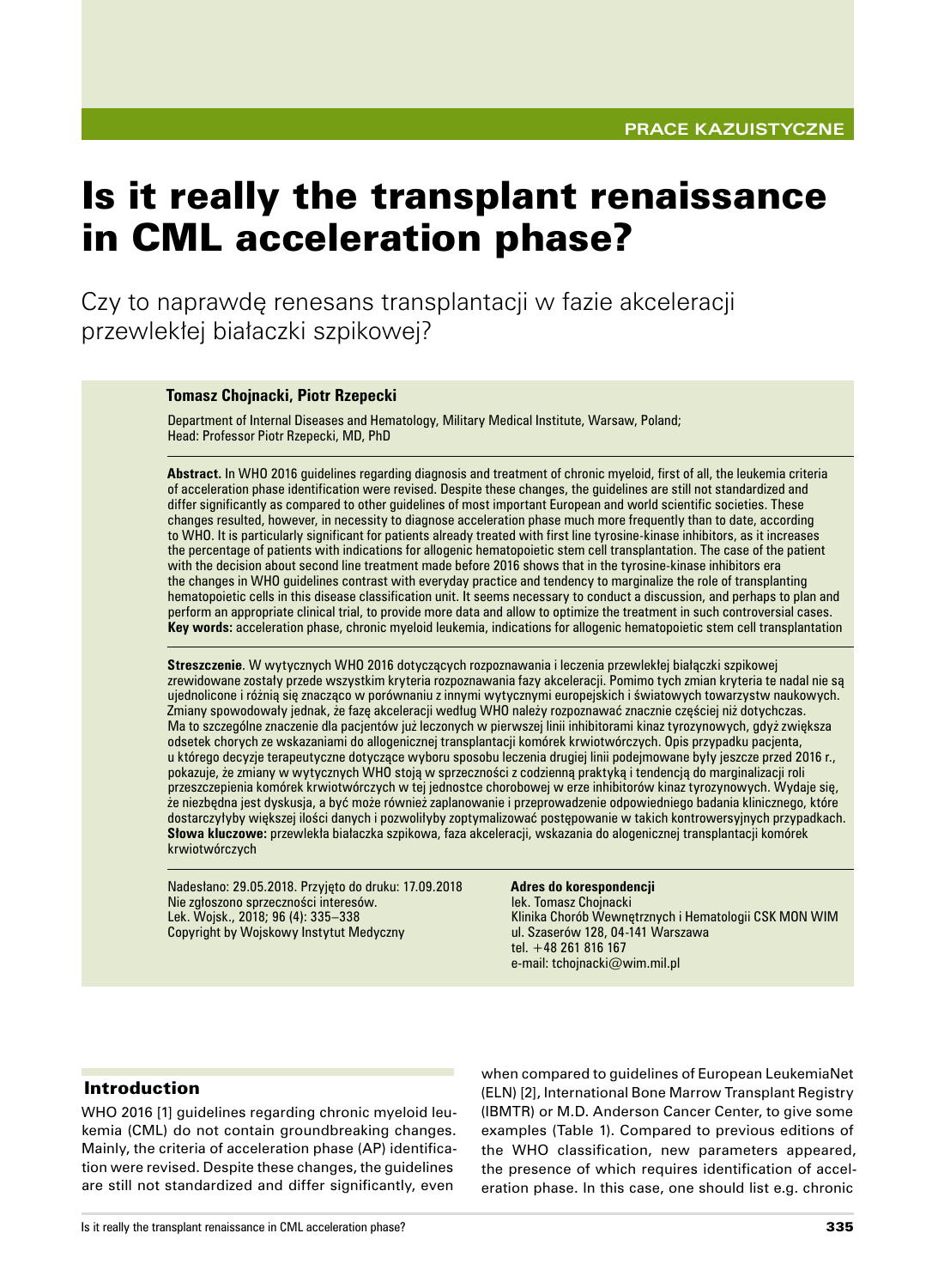PRACE KAZUISTYCZNE

# Is it really the transplant renaissance in CML acceleration phase?

Czy to naprawdę renesans transplantacji w fazie akceleracji przewlekłej białaczki szpikowej?

**Tomasz Chojnacki, Piotr Rzepecki**

Department of Internal Diseases and Hematology, Military Medical Institute, Warsaw, Poland; Head: Professor Piotr Rzepecki, MD, PhD

**Abstract.** In WHO 2016 guidelines regarding diagnosis and treatment of chronic myeloid, first of all, the leukemia criteria of acceleration phase identification were revised. Despite these changes, the guidelines are still not standardized and differ significantly as compared to other guidelines of most important European and world scientific societies. These changes resulted, however, in necessity to diagnose acceleration phase much more frequently than to date, according to WHO. It is particularly significant for patients already treated with first line tyrosine-kinase inhibitors, as it increases the percentage of patients with indications for allogenic hematopoietic stem cell transplantation. The case of the patient with the decision about second line treatment made before 2016 shows that in the tyrosine-kinase inhibitors era the changes in WHO guidelines contrast with everyday practice and tendency to marginalize the role of transplanting hematopoietic cells in this disease classification unit. It seems necessary to conduct a discussion, and perhaps to plan and perform an appropriate clinical trial, to provide more data and allow to optimize the treatment in such controversial cases.
**Key words:** acceleration phase, chronic myeloid leukemia, indications for allogenic hematopoietic stem cell transplantation

**Streszczenie**. W wytycznych WHO 2016 dotyczących rozpoznawania i leczenia przewlekłej białączki szpikowej zrewidowane zostały przede wszystkim kryteria rozpoznawania fazy akceleracji. Pomimo tych zmian kryteria te nadal nie są ujednolicone i różnią się znacząco w porównaniu z innymi wytycznymi europejskich i światowych towarzystw naukowych. Zmiany spowodowały jednak, że fazę akceleracji według WHO należy rozpoznawać znacznie częściej niż dotychczas. Ma to szczególne znaczenie dla pacjentów już leczonych w pierwszej linii inhibitorami kinaz tyrozynowych, gdyż zwiększa odsetek chorych ze wskazaniami do allogenicznej transplantacji komórek krwiotwórczych. Opis przypadku pacjenta, u którego decyzje terapeutyczne dotyczące wyboru sposobu leczenia drugiej linii podejmowane były jeszcze przed 2016 r., pokazuje, że zmiany w wytycznych WHO stoją w sprzeczności z codzienną praktyką i tendencją do marginalizacji roli przeszczepienia komórek krwiotwórczych w tej jednostce chorobowej w erze inhibitorów kinaz tyrozynowych. Wydaje się, że niezbędna jest dyskusja, a być może również zaplanowanie i przeprowadzenie odpowiedniego badania klinicznego, które dostarczyłyby większej ilości danych i pozwoliłyby zoptymalizować postępowanie w takich kontrowersyjnych przypadkach.
**Słowa kluczowe:** przewlekła białaczka szpikowa, faza akceleracji, wskazania do allogenicznej transplantacji komórek krwiotwórczych

Nadesłano: 29.05.2018. Przyjęto do druku: 17.09.2018
Nie zgłoszono sprzeczności interesów.
Lek. Wojsk., 2018; 96 (4): 335–338
Copyright by Wojskowy Instytut Medyczny

**Adres do korespondencji**
lek. Tomasz Chojnacki
Klinika Chorób Wewnętrznych i Hematologii CSK MON WIM
ul. Szaserów 128, 04-141 Warszawa
tel. +48 261 816 167
e-mail: tchojnacki@wim.mil.pl

## Introduction

WHO 2016 [1] guidelines regarding chronic myeloid leukemia (CML) do not contain groundbreaking changes. Mainly, the criteria of acceleration phase (AP) identification were revised. Despite these changes, the guidelines are still not standardized and differ significantly, even when compared to guidelines of European LeukemiaNet (ELN) [2], International Bone Marrow Transplant Registry (IBMTR) or M.D. Anderson Cancer Center, to give some examples (Table 1). Compared to previous editions of the WHO classification, new parameters appeared, the presence of which requires identification of acceleration phase. In this case, one should list e.g. chronic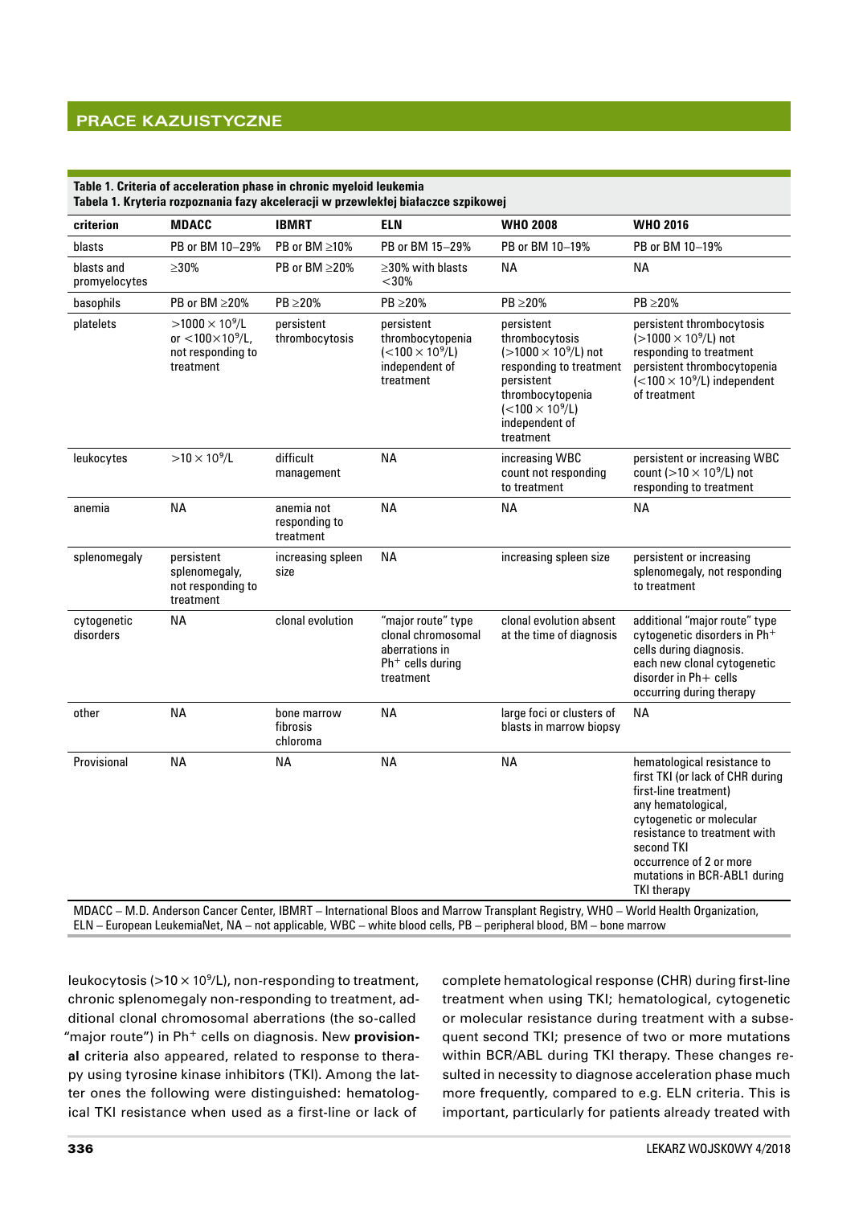**Table 1. Criteria of acceleration phase in chronic myeloid leukemia**
**Tabela 1. Kryteria rozpoznania fazy akceleracji w przewlekłej białaczce szpikowej**

| criterion | MDACC | IBMRT | ELN | WHO 2008 | WHO 2016 |
|---|---|---|---|---|---|
| blasts | PB or BM 10–29% | PB or BM ≥10% | PB or BM 15–29% | PB or BM 10–19% | PB or BM 10–19% |
| blasts and promyelocytes | ≥30% | PB or BM ≥20% | ≥30% with blasts <30% | NA | NA |
| basophils | PB or BM ≥20% | PB ≥20% | PB ≥20% | PB ≥20% | PB ≥20% |
| platelets | $>1000 \times 10^9$/L or $<100 \times 10^9$/L, not responding to treatment | persistent thrombocytosis | persistent thrombocytopenia ($<100 \times 10^9$/L) independent of treatment | persistent thrombocytosis ($>1000 \times 10^9$/L) not responding to treatment persistent thrombocytopenia ($<100 \times 10^9$/L) independent of treatment | persistent thrombocytosis ($>1000 \times 10^9$/L) not responding to treatment persistent thrombocytopenia ($<100 \times 10^9$/L) independent of treatment |
| leukocytes | $>10 \times 10^9$/L | difficult management | NA | increasing WBC count not responding to treatment | persistent or increasing WBC count ($>10 \times 10^9$/L) not responding to treatment |
| anemia | NA | anemia not responding to treatment | NA | NA | NA |
| splenomegaly | persistent splenomegaly, not responding to treatment | increasing spleen size | NA | increasing spleen size | persistent or increasing splenomegaly, not responding to treatment |
| cytogenetic disorders | NA | clonal evolution | "major route" type clonal chromosomal aberrations in Ph$^+$ cells during treatment | clonal evolution absent at the time of diagnosis | additional "major route" type cytogenetic disorders in Ph$^+$ cells during diagnosis. each new clonal cytogenetic disorder in Ph+ cells occurring during therapy |
| other | NA | bone marrow fibrosis chloroma | NA | large foci or clusters of blasts in marrow biopsy | NA |
| Provisional | NA | NA | NA | NA | hematological resistance to first TKI (or lack of CHR during first-line treatment) any hematological, cytogenetic or molecular resistance to treatment with second TKI occurrence of 2 or more mutations in BCR-ABL1 during TKI therapy |

MDACC – M.D. Anderson Cancer Center, IBMRT – International Bloos and Marrow Transplant Registry, WHO – World Health Organization, ELN – European LeukemiaNet, NA – not applicable, WBC – white blood cells, PB – peripheral blood, BM – bone marrow

leukocytosis ($>10 \times 10^9$/L), non-responding to treatment, chronic splenomegaly non-responding to treatment, additional clonal chromosomal aberrations (the so-called "major route") in Ph$^+$ cells on diagnosis. New **provisional** criteria also appeared, related to response to therapy using tyrosine kinase inhibitors (TKI). Among the latter ones the following were distinguished: hematological TKI resistance when used as a first-line or lack of complete hematological response (CHR) during first-line treatment when using TKI; hematological, cytogenetic or molecular resistance during treatment with a subsequent second TKI; presence of two or more mutations within BCR/ABL during TKI therapy. These changes resulted in necessity to diagnose acceleration phase much more frequently, compared to e.g. ELN criteria. This is important, particularly for patients already treated with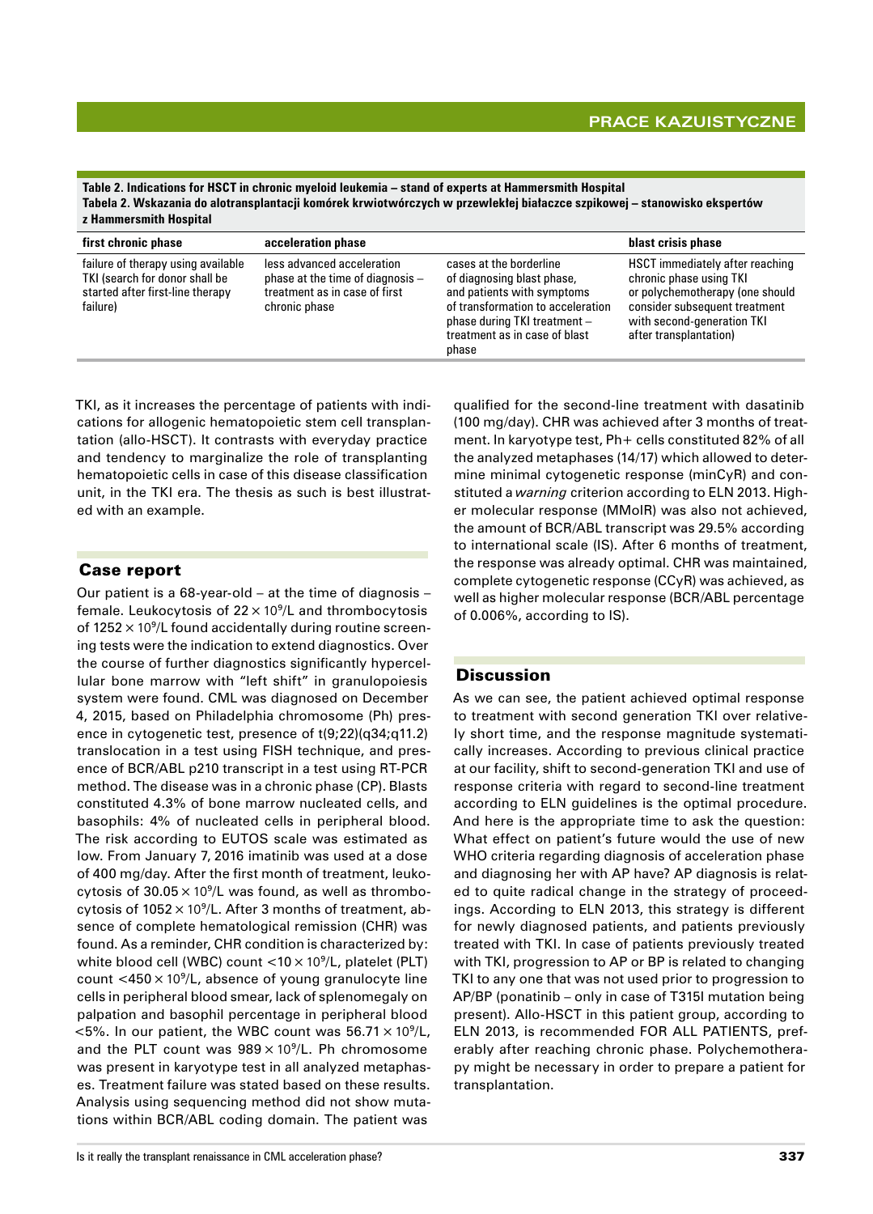**Table 2. Indications for HSCT in chronic myeloid leukemia – stand of experts at Hammersmith Hospital**
**Tabela 2. Wskazania do alotransplantacji komórek krwiotwórczych w przewlekłej białaczce szpikowej – stanowisko ekspertów z Hammersmith Hospital**

| first chronic phase | acceleration phase | | blast crisis phase |
|---|---|---|---|
| failure of therapy using available TKI (search for donor shall be started after first-line therapy failure) | less advanced acceleration phase at the time of diagnosis – treatment as in case of first chronic phase | cases at the borderline of diagnosing blast phase, and patients with symptoms of transformation to acceleration phase during TKI treatment – treatment as in case of blast phase | HSCT immediately after reaching chronic phase using TKI or polychemotherapy (one should consider subsequent treatment with second-generation TKI after transplantation) |

TKI, as it increases the percentage of patients with indications for allogenic hematopoietic stem cell transplantation (allo-HSCT). It contrasts with everyday practice and tendency to marginalize the role of transplanting hematopoietic cells in case of this disease classification unit, in the TKI era. The thesis as such is best illustrated with an example.

## Case report

Our patient is a 68-year-old – at the time of diagnosis – female. Leukocytosis of $22 \times 10^9$/L and thrombocytosis of $1252 \times 10^9$/L found accidentally during routine screening tests were the indication to extend diagnostics. Over the course of further diagnostics significantly hypercellular bone marrow with "left shift" in granulopoiesis system were found. CML was diagnosed on December 4, 2015, based on Philadelphia chromosome (Ph) presence in cytogenetic test, presence of t(9;22)(q34;q11.2) translocation in a test using FISH technique, and presence of BCR/ABL p210 transcript in a test using RT-PCR method. The disease was in a chronic phase (CP). Blasts constituted 4.3% of bone marrow nucleated cells, and basophils: 4% of nucleated cells in peripheral blood. The risk according to EUTOS scale was estimated as low. From January 7, 2016 imatinib was used at a dose of 400 mg/day. After the first month of treatment, leukocytosis of $30.05 \times 10^9$/L was found, as well as thrombocytosis of $1052 \times 10^9$/L. After 3 months of treatment, absence of complete hematological remission (CHR) was found. As a reminder, CHR condition is characterized by: white blood cell (WBC) count $<10 \times 10^9$/L, platelet (PLT) count $<450 \times 10^9$/L, absence of young granulocyte line cells in peripheral blood smear, lack of splenomegaly on palpation and basophil percentage in peripheral blood <5%. In our patient, the WBC count was $56.71 \times 10^9$/L, and the PLT count was $989 \times 10^9$/L. Ph chromosome was present in karyotype test in all analyzed metaphases. Treatment failure was stated based on these results. Analysis using sequencing method did not show mutations within BCR/ABL coding domain. The patient was qualified for the second-line treatment with dasatinib (100 mg/day). CHR was achieved after 3 months of treatment. In karyotype test, Ph+ cells constituted 82% of all the analyzed metaphases (14/17) which allowed to determine minimal cytogenetic response (minCyR) and constituted a *warning* criterion according to ELN 2013. Higher molecular response (MMolR) was also not achieved, the amount of BCR/ABL transcript was 29.5% according to international scale (IS). After 6 months of treatment, the response was already optimal. CHR was maintained, complete cytogenetic response (CCyR) was achieved, as well as higher molecular response (BCR/ABL percentage of 0.006%, according to IS).

## Discussion

As we can see, the patient achieved optimal response to treatment with second generation TKI over relatively short time, and the response magnitude systematically increases. According to previous clinical practice at our facility, shift to second-generation TKI and use of response criteria with regard to second-line treatment according to ELN guidelines is the optimal procedure. And here is the appropriate time to ask the question: What effect on patient's future would the use of new WHO criteria regarding diagnosis of acceleration phase and diagnosing her with AP have? AP diagnosis is related to quite radical change in the strategy of proceedings. According to ELN 2013, this strategy is different for newly diagnosed patients, and patients previously treated with TKI. In case of patients previously treated with TKI, progression to AP or BP is related to changing TKI to any one that was not used prior to progression to AP/BP (ponatinib – only in case of T315I mutation being present). Allo-HSCT in this patient group, according to ELN 2013, is recommended FOR ALL PATIENTS, preferably after reaching chronic phase. Polychemotherapy might be necessary in order to prepare a patient for transplantation.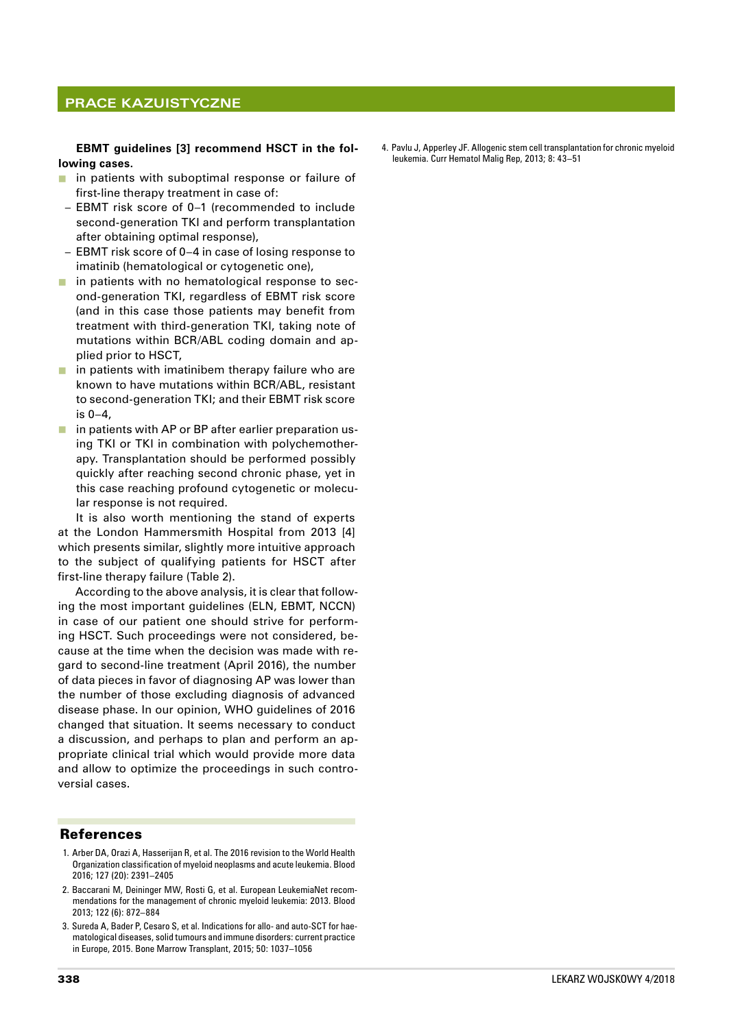**EBMT guidelines [3] recommend HSCT in the following cases.**

- in patients with suboptimal response or failure of first-line therapy treatment in case of:
  - EBMT risk score of 0–1 (recommended to include second-generation TKI and perform transplantation after obtaining optimal response),
  - EBMT risk score of 0–4 in case of losing response to imatinib (hematological or cytogenetic one),
- in patients with no hematological response to second-generation TKI, regardless of EBMT risk score (and in this case those patients may benefit from treatment with third-generation TKI, taking note of mutations within BCR/ABL coding domain and applied prior to HSCT,
- in patients with imatinibem therapy failure who are known to have mutations within BCR/ABL, resistant to second-generation TKI; and their EBMT risk score is 0–4,
- in patients with AP or BP after earlier preparation using TKI or TKI in combination with polychemotherapy. Transplantation should be performed possibly quickly after reaching second chronic phase, yet in this case reaching profound cytogenetic or molecular response is not required.

It is also worth mentioning the stand of experts at the London Hammersmith Hospital from 2013 [4] which presents similar, slightly more intuitive approach to the subject of qualifying patients for HSCT after first-line therapy failure (Table 2).

According to the above analysis, it is clear that following the most important guidelines (ELN, EBMT, NCCN) in case of our patient one should strive for performing HSCT. Such proceedings were not considered, because at the time when the decision was made with regard to second-line treatment (April 2016), the number of data pieces in favor of diagnosing AP was lower than the number of those excluding diagnosis of advanced disease phase. In our opinion, WHO guidelines of 2016 changed that situation. It seems necessary to conduct a discussion, and perhaps to plan and perform an appropriate clinical trial which would provide more data and allow to optimize the proceedings in such controversial cases.

## References

1. Arber DA, Orazi A, Hasserijan R, et al. The 2016 revision to the World Health Organization classification of myeloid neoplasms and acute leukemia. Blood 2016; 127 (20): 2391–2405
2. Baccarani M, Deininger MW, Rosti G, et al. European LeukemiaNet recommendations for the management of chronic myeloid leukemia: 2013. Blood 2013; 122 (6): 872–884
3. Sureda A, Bader P, Cesaro S, et al. Indications for allo- and auto-SCT for haematological diseases, solid tumours and immune disorders: current practice in Europe, 2015. Bone Marrow Transplant, 2015; 50: 1037–1056
4. Pavlu J, Apperley JF. Allogenic stem cell transplantation for chronic myeloid leukemia. Curr Hematol Malig Rep, 2013; 8: 43–51